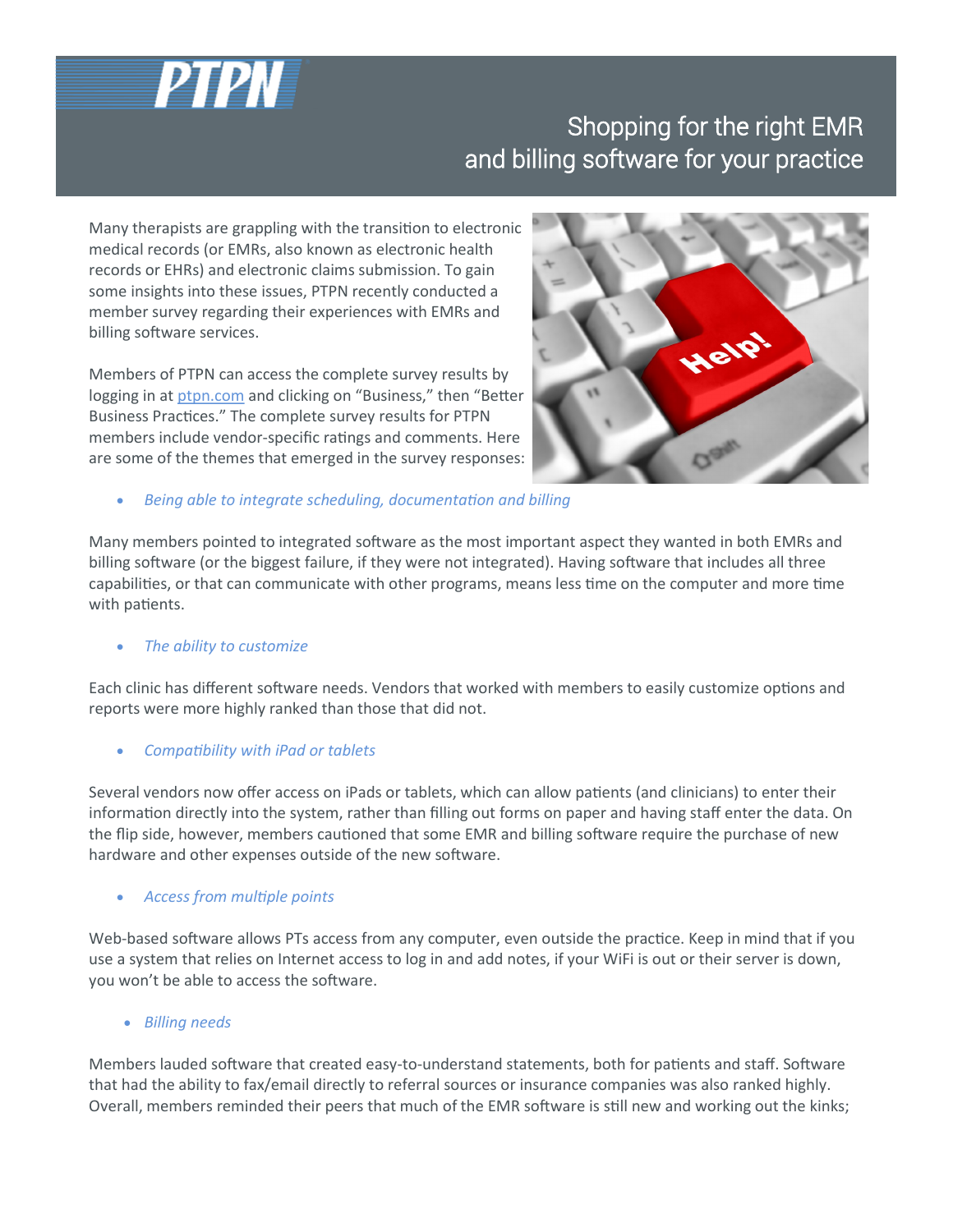PTPN

# Shopping for the right EMR and billing software for your practice

Many therapists are grappling with the transition to electronic medical records (or EMRs, also known as electronic health records or EHRs) and electronic claims submission. To gain some insights into these issues, PTPN recently conducted a member survey regarding their experiences with EMRs and billing software services.

Members of PTPN can access the complete survey results by logging in at ptpn.com and clicking on "Business," then "Better Business Practices." The complete survey results for PTPN members include vendor-specific ratings and comments. Here are some of the themes that emerged in the survey responses:

- *Being able to integrate scheduling, documentation and billing*

Many members pointed to integrated software as the most important aspect they wanted in both EMRs and billing software (or the biggest failure, if they were not integrated). Having software that includes all three capabilities, or that can communicate with other programs, means less time on the computer and more time with patients.

- *The ability to customize*

Each clinic has different software needs. Vendors that worked with members to easily customize options and reports were more highly ranked than those that did not.

- *Compatibility with iPad or tablets*

Several vendors now offer access on iPads or tablets, which can allow patients (and clinicians) to enter their information directly into the system, rather than filling out forms on paper and having staff enter the data. On the flip side, however, members cautioned that some EMR and billing software require the purchase of new hardware and other expenses outside of the new software.

- *Access from multiple points*

Web-based software allows PTs access from any computer, even outside the practice. Keep in mind that if you use a system that relies on Internet access to log in and add notes, if your WiFi is out or their server is down, you won't be able to access the software.

- *Billing needs*

Members lauded software that created easy-to-understand statements, both for patients and staff. Software that had the ability to fax/email directly to referral sources or insurance companies was also ranked highly. Overall, members reminded their peers that much of the EMR software is still new and working out the kinks;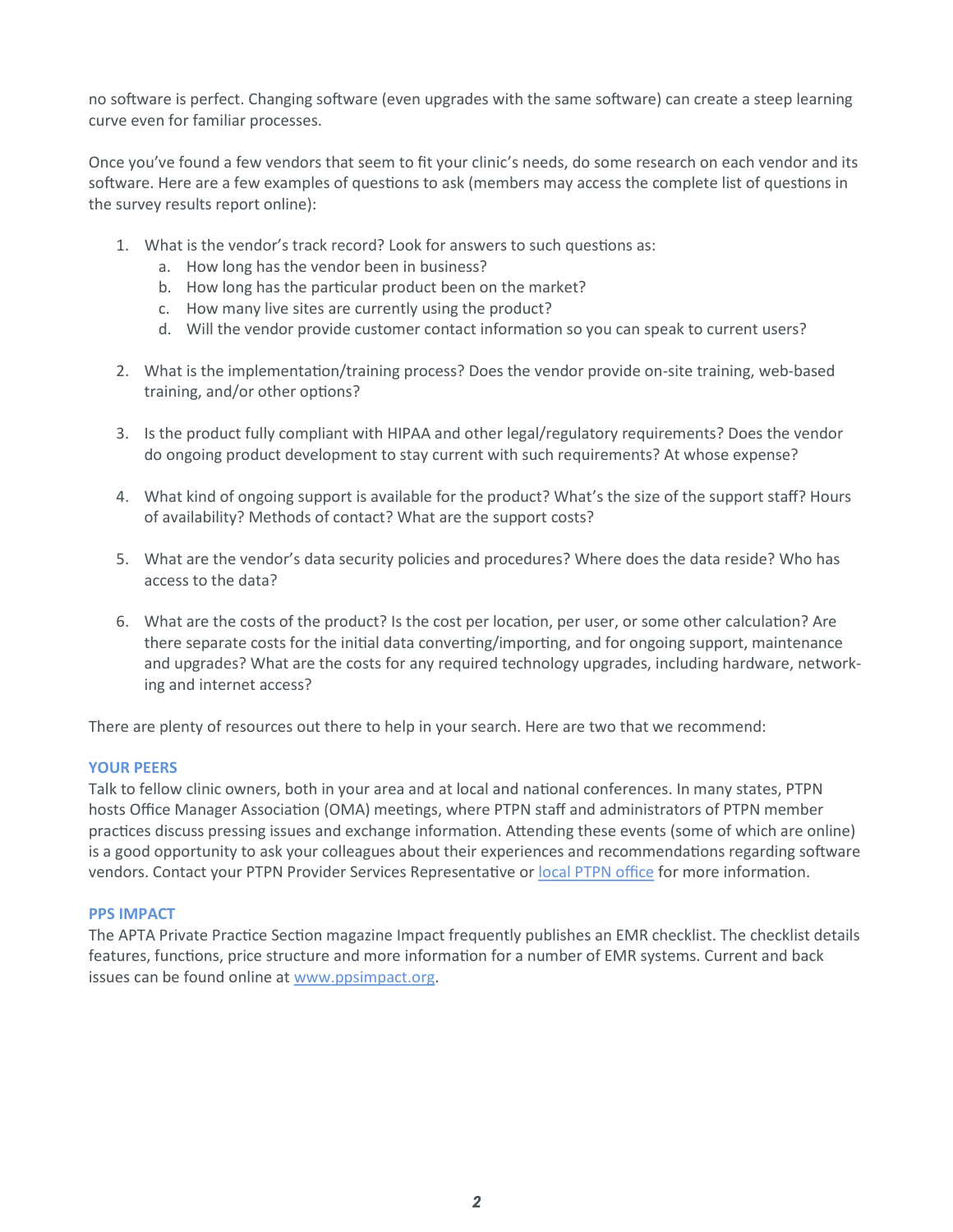no software is perfect. Changing software (even upgrades with the same software) can create a steep learning curve even for familiar processes.

Once you've found a few vendors that seem to fit your clinic's needs, do some research on each vendor and its software. Here are a few examples of questions to ask (members may access the complete list of questions in the survey results report online):

1. What is the vendor's track record? Look for answers to such questions as:
   a. How long has the vendor been in business?
   b. How long has the particular product been on the market?
   c. How many live sites are currently using the product?
   d. Will the vendor provide customer contact information so you can speak to current users?

2. What is the implementation/training process? Does the vendor provide on-site training, web-based training, and/or other options?

3. Is the product fully compliant with HIPAA and other legal/regulatory requirements? Does the vendor do ongoing product development to stay current with such requirements? At whose expense?

4. What kind of ongoing support is available for the product? What's the size of the support staff? Hours of availability? Methods of contact? What are the support costs?

5. What are the vendor's data security policies and procedures? Where does the data reside? Who has access to the data?

6. What are the costs of the product? Is the cost per location, per user, or some other calculation? Are there separate costs for the initial data converting/importing, and for ongoing support, maintenance and upgrades? What are the costs for any required technology upgrades, including hardware, networking and internet access?

There are plenty of resources out there to help in your search. Here are two that we recommend:

### YOUR PEERS

Talk to fellow clinic owners, both in your area and at local and national conferences. In many states, PTPN hosts Office Manager Association (OMA) meetings, where PTPN staff and administrators of PTPN member practices discuss pressing issues and exchange information. Attending these events (some of which are online) is a good opportunity to ask your colleagues about their experiences and recommendations regarding software vendors. Contact your PTPN Provider Services Representative or local PTPN office for more information.

### PPS IMPACT

The APTA Private Practice Section magazine Impact frequently publishes an EMR checklist. The checklist details features, functions, price structure and more information for a number of EMR systems. Current and back issues can be found online at www.ppsimpact.org.